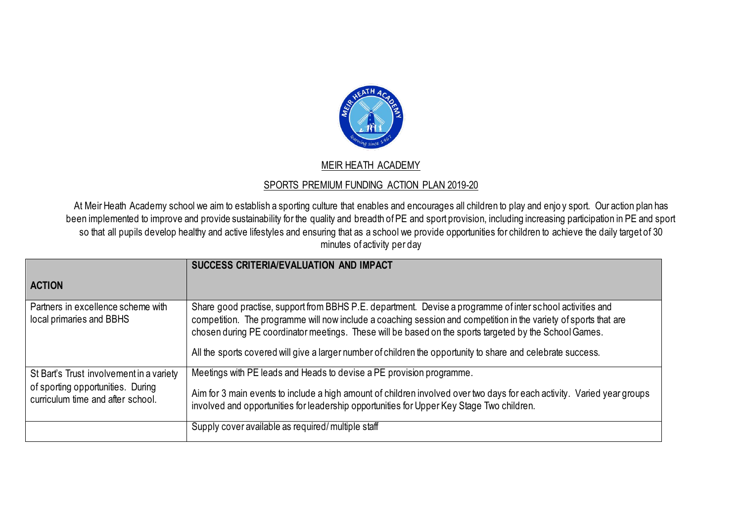MEIR HEATH ACADEMY

SPORTS PREMIUM FUNDING ACTION PLAN 2019-20

At Meir Heath Academy school we aim to establish a sporting culture that enables and encourages all children to play and enjoy sport. Our action plan has been implemented to improve and provide sustainability for the quality and breadth of PE and sport provision, including increasing participation in PE and sport so that all pupils develop healthy and active lifestyles and ensuring that as a school we provide opportunities for children to achieve the daily target of 30 minutes of activity per day

| ACTION | SUCCESS CRITERIA/EVALUATION AND IMPACT |
|---|---|
| Partners in excellence scheme with local primaries and BBHS | Share good practise, support from BBHS P.E. department. Devise a programme of inter school activities and competition. The programme will now include a coaching session and competition in the variety of sports that are chosen during PE coordinator meetings. These will be based on the sports targeted by the School Games.<br><br>All the sports covered will give a larger number of children the opportunity to share and celebrate success. |
| St Bart's Trust involvement in a variety of sporting opportunities. During curriculum time and after school. | Meetings with PE leads and Heads to devise a PE provision programme.<br><br>Aim for 3 main events to include a high amount of children involved over two days for each activity. Varied year groups involved and opportunities for leadership opportunities for Upper Key Stage Two children. |
| | Supply cover available as required/ multiple staff |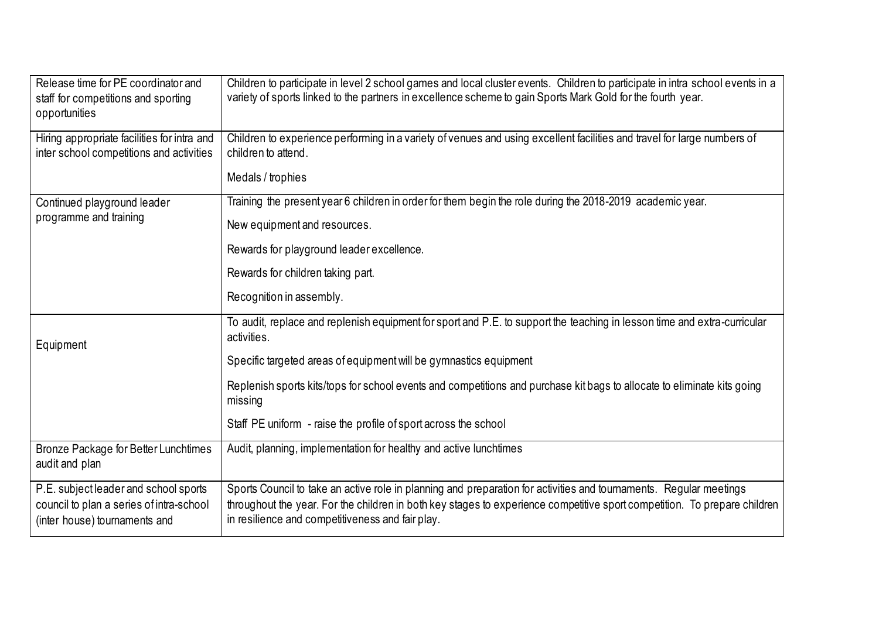| | |
|---|---|
| Release time for PE coordinator and staff for competitions and sporting opportunities | Children to participate in level 2 school games and local cluster events. Children to participate in intra school events in a variety of sports linked to the partners in excellence scheme to gain Sports Mark Gold for the fourth year. |
| Hiring appropriate facilities for intra and inter school competitions and activities | Children to experience performing in a variety of venues and using excellent facilities and travel for large numbers of children to attend.<br><br>Medals / trophies |
| Continued playground leader programme and training | Training the present year 6 children in order for them begin the role during the 2018-2019 academic year.<br><br>New equipment and resources.<br><br>Rewards for playground leader excellence.<br><br>Rewards for children taking part.<br><br>Recognition in assembly. |
| Equipment | To audit, replace and replenish equipment for sport and P.E. to support the teaching in lesson time and extra-curricular activities.<br><br>Specific targeted areas of equipment will be gymnastics equipment<br><br>Replenish sports kits/tops for school events and competitions and purchase kit bags to allocate to eliminate kits going missing<br><br>Staff PE uniform - raise the profile of sport across the school |
| Bronze Package for Better Lunchtimes audit and plan | Audit, planning, implementation for healthy and active lunchtimes |
| P.E. subject leader and school sports council to plan a series of intra-school (inter house) tournaments and | Sports Council to take an active role in planning and preparation for activities and tournaments. Regular meetings throughout the year. For the children in both key stages to experience competitive sport competition. To prepare children in resilience and competitiveness and fair play. |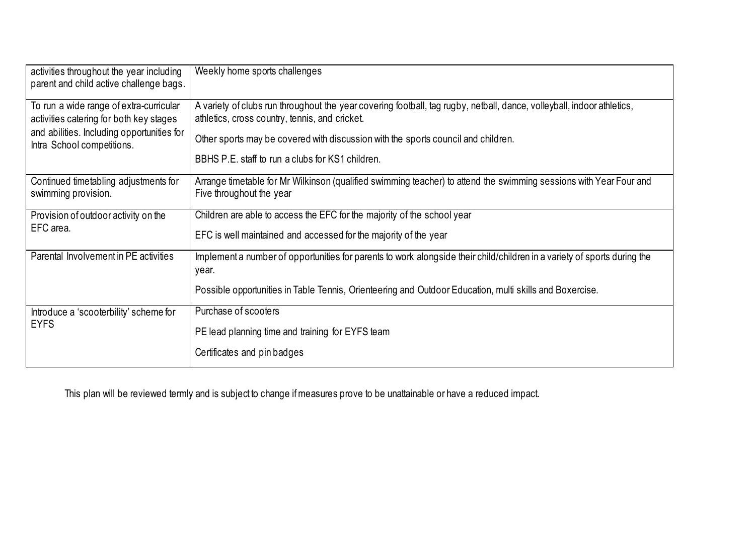| | |
|---|---|
| activities throughout the year including parent and child active challenge bags. | Weekly home sports challenges |
| To run a wide range of extra-curricular activities catering for both key stages and abilities. Including opportunities for Intra School competitions. | A variety of clubs run throughout the year covering football, tag rugby, netball, dance, volleyball, indoor athletics, athletics, cross country, tennis, and cricket.<br><br>Other sports may be covered with discussion with the sports council and children.<br><br>BBHS P.E. staff to run a clubs for KS1 children. |
| Continued timetabling adjustments for swimming provision. | Arrange timetable for Mr Wilkinson (qualified swimming teacher) to attend the swimming sessions with Year Four and Five throughout the year |
| Provision of outdoor activity on the EFC area. | Children are able to access the EFC for the majority of the school year<br><br>EFC is well maintained and accessed for the majority of the year |
| Parental Involvement in PE activities | Implement a number of opportunities for parents to work alongside their child/children in a variety of sports during the year.<br><br>Possible opportunities in Table Tennis, Orienteering and Outdoor Education, multi skills and Boxercise. |
| Introduce a 'scooterbility' scheme for EYFS | Purchase of scooters<br><br>PE lead planning time and training for EYFS team<br><br>Certificates and pin badges |

This plan will be reviewed termly and is subject to change if measures prove to be unattainable or have a reduced impact.